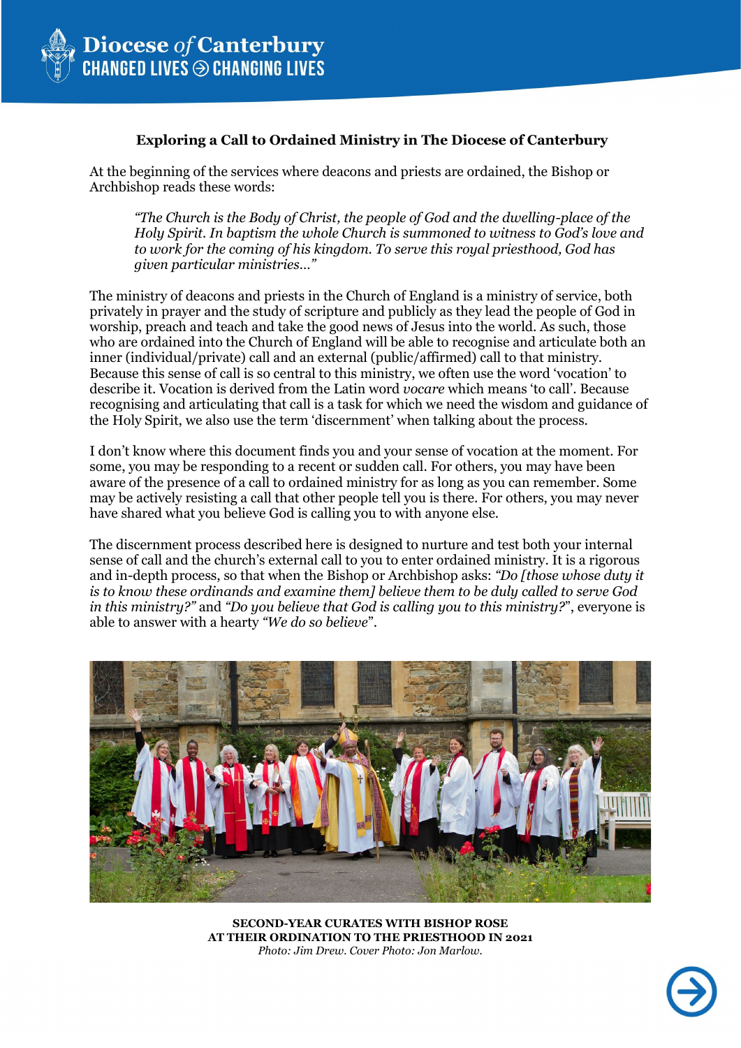# Exploring a Call to Ordained Ministry in The Diocese of Canterbury

At the beginning of the services where deacons and priests are ordained, the Bishop or Archbishop reads these words:

> *"The Church is the Body of Christ, the people of God and the dwelling-place of the Holy Spirit. In baptism the whole Church is summoned to witness to God's love and to work for the coming of his kingdom. To serve this royal priesthood, God has given particular ministries…"*

The ministry of deacons and priests in the Church of England is a ministry of service, both privately in prayer and the study of scripture and publicly as they lead the people of God in worship, preach and teach and take the good news of Jesus into the world. As such, those who are ordained into the Church of England will be able to recognise and articulate both an inner (individual/private) call and an external (public/affirmed) call to that ministry. Because this sense of call is so central to this ministry, we often use the word 'vocation' to describe it. Vocation is derived from the Latin word *vocare* which means 'to call'. Because recognising and articulating that call is a task for which we need the wisdom and guidance of the Holy Spirit, we also use the term 'discernment' when talking about the process.

I don't know where this document finds you and your sense of vocation at the moment. For some, you may be responding to a recent or sudden call. For others, you may have been aware of the presence of a call to ordained ministry for as long as you can remember. Some may be actively resisting a call that other people tell you is there. For others, you may never have shared what you believe God is calling you to with anyone else.

The discernment process described here is designed to nurture and test both your internal sense of call and the church's external call to you to enter ordained ministry. It is a rigorous and in-depth process, so that when the Bishop or Archbishop asks: *"Do [those whose duty it is to know these ordinands and examine them] believe them to be duly called to serve God in this ministry?"* and *"Do you believe that God is calling you to this ministry?"*, everyone is able to answer with a hearty *"We do so believe"*.

**SECOND-YEAR CURATES WITH BISHOP ROSE AT THEIR ORDINATION TO THE PRIESTHOOD IN 2021**
*Photo: Jim Drew. Cover Photo: Jon Marlow.*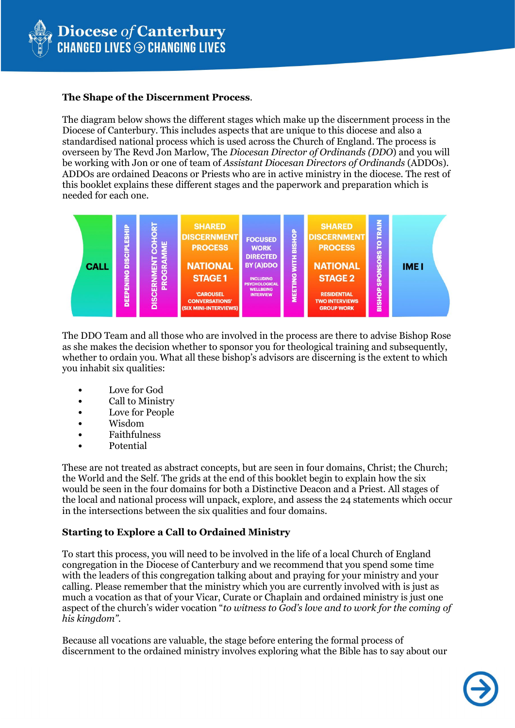**The Shape of the Discernment Process**.

The diagram below shows the different stages which make up the discernment process in the Diocese of Canterbury. This includes aspects that are unique to this diocese and also a standardised national process which is used across the Church of England. The process is overseen by The Revd Jon Marlow, The *Diocesan Director of Ordinands (DDO)* and you will be working with Jon or one of team of *Assistant Diocesan Directors of Ordinands* (ADDOs). ADDOs are ordained Deacons or Priests who are in active ministry in the diocese. The rest of this booklet explains these different stages and the paperwork and preparation which is needed for each one.

CALL | DEEPENING DISCIPLESHIP | DISCERNMENT COHORT PROGRAMME | SHARED DISCERNMENT PROCESS NATIONAL STAGE 1 'CAROUSEL CONVERSATIONS' (SIX MINI-INTERVIEWS) | FOCUSED WORK DIRECTED BY (A)DDO INCLUDING PSYCHOLOGICAL WELLBEING INTERVIEW | MEETING WITH BISHOP | SHARED DISCERNMENT PROCESS NATIONAL STAGE 2 RESIDENTIAL TWO INTERVIEWS GROUP WORK | BISHOP SPONSORS TO TRAIN | IME I

The DDO Team and all those who are involved in the process are there to advise Bishop Rose as she makes the decision whether to sponsor you for theological training and subsequently, whether to ordain you. What all these bishop's advisors are discerning is the extent to which you inhabit six qualities:

- Love for God
- Call to Ministry
- Love for People
- Wisdom
- Faithfulness
- Potential

These are not treated as abstract concepts, but are seen in four domains, Christ; the Church; the World and the Self. The grids at the end of this booklet begin to explain how the six would be seen in the four domains for both a Distinctive Deacon and a Priest. All stages of the local and national process will unpack, explore, and assess the 24 statements which occur in the intersections between the six qualities and four domains.

**Starting to Explore a Call to Ordained Ministry**

To start this process, you will need to be involved in the life of a local Church of England congregation in the Diocese of Canterbury and we recommend that you spend some time with the leaders of this congregation talking about and praying for your ministry and your calling. Please remember that the ministry which you are currently involved with is just as much a vocation as that of your Vicar, Curate or Chaplain and ordained ministry is just one aspect of the church's wider vocation "*to witness to God's love and to work for the coming of his kingdom"*.

Because all vocations are valuable, the stage before entering the formal process of discernment to the ordained ministry involves exploring what the Bible has to say about our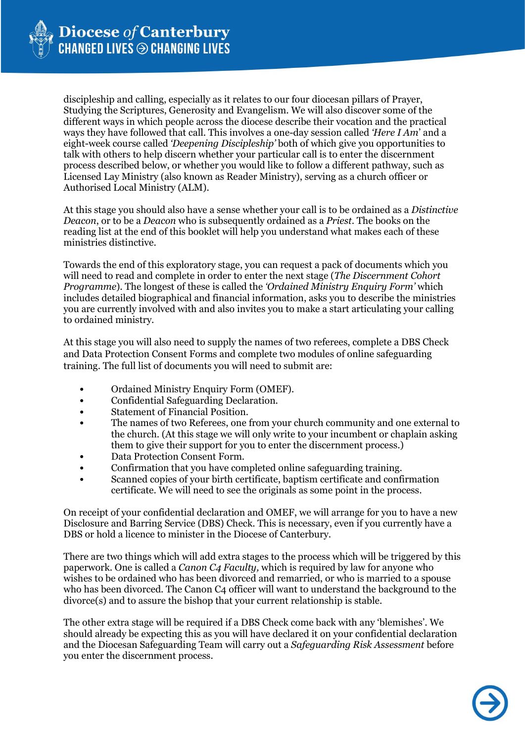discipleship and calling, especially as it relates to our four diocesan pillars of Prayer, Studying the Scriptures, Generosity and Evangelism. We will also discover some of the different ways in which people across the diocese describe their vocation and the practical ways they have followed that call. This involves a one-day session called *'Here I Am'* and a eight-week course called *'Deepening Discipleship'* both of which give you opportunities to talk with others to help discern whether your particular call is to enter the discernment process described below, or whether you would like to follow a different pathway, such as Licensed Lay Ministry (also known as Reader Ministry), serving as a church officer or Authorised Local Ministry (ALM).

At this stage you should also have a sense whether your call is to be ordained as a *Distinctive Deacon*, or to be a *Deacon* who is subsequently ordained as a *Priest*. The books on the reading list at the end of this booklet will help you understand what makes each of these ministries distinctive.

Towards the end of this exploratory stage, you can request a pack of documents which you will need to read and complete in order to enter the next stage (*The Discernment Cohort Programme*). The longest of these is called the *'Ordained Ministry Enquiry Form'* which includes detailed biographical and financial information, asks you to describe the ministries you are currently involved with and also invites you to make a start articulating your calling to ordained ministry.

At this stage you will also need to supply the names of two referees, complete a DBS Check and Data Protection Consent Forms and complete two modules of online safeguarding training. The full list of documents you will need to submit are:

- Ordained Ministry Enquiry Form (OMEF).
- Confidential Safeguarding Declaration.
- Statement of Financial Position.
- The names of two Referees, one from your church community and one external to the church. (At this stage we will only write to your incumbent or chaplain asking them to give their support for you to enter the discernment process.)
- Data Protection Consent Form.
- Confirmation that you have completed online safeguarding training.
- Scanned copies of your birth certificate, baptism certificate and confirmation certificate. We will need to see the originals as some point in the process.

On receipt of your confidential declaration and OMEF, we will arrange for you to have a new Disclosure and Barring Service (DBS) Check. This is necessary, even if you currently have a DBS or hold a licence to minister in the Diocese of Canterbury.

There are two things which will add extra stages to the process which will be triggered by this paperwork. One is called a *Canon C4 Faculty,* which is required by law for anyone who wishes to be ordained who has been divorced and remarried, or who is married to a spouse who has been divorced. The Canon C4 officer will want to understand the background to the divorce(s) and to assure the bishop that your current relationship is stable.

The other extra stage will be required if a DBS Check come back with any 'blemishes'. We should already be expecting this as you will have declared it on your confidential declaration and the Diocesan Safeguarding Team will carry out a *Safeguarding Risk Assessment* before you enter the discernment process.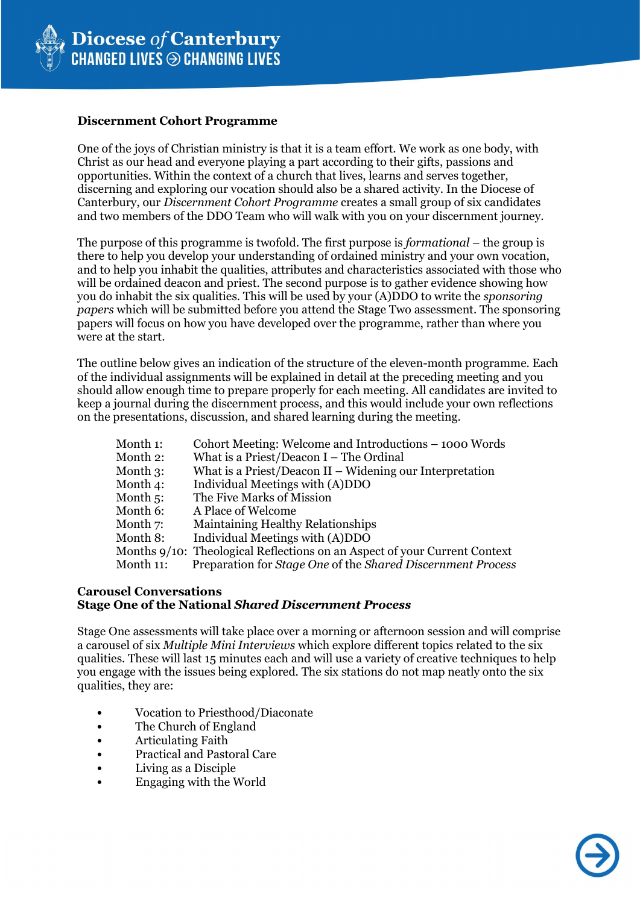**Discernment Cohort Programme**

One of the joys of Christian ministry is that it is a team effort. We work as one body, with Christ as our head and everyone playing a part according to their gifts, passions and opportunities. Within the context of a church that lives, learns and serves together, discerning and exploring our vocation should also be a shared activity. In the Diocese of Canterbury, our *Discernment Cohort Programme* creates a small group of six candidates and two members of the DDO Team who will walk with you on your discernment journey.

The purpose of this programme is twofold. The first purpose is *formational* – the group is there to help you develop your understanding of ordained ministry and your own vocation, and to help you inhabit the qualities, attributes and characteristics associated with those who will be ordained deacon and priest. The second purpose is to gather evidence showing how you do inhabit the six qualities. This will be used by your (A)DDO to write the *sponsoring papers* which will be submitted before you attend the Stage Two assessment. The sponsoring papers will focus on how you have developed over the programme, rather than where you were at the start.

The outline below gives an indication of the structure of the eleven-month programme. Each of the individual assignments will be explained in detail at the preceding meeting and you should allow enough time to prepare properly for each meeting. All candidates are invited to keep a journal during the discernment process, and this would include your own reflections on the presentations, discussion, and shared learning during the meeting.

| | |
|---|---|
| Month 1: | Cohort Meeting: Welcome and Introductions – 1000 Words |
| Month 2: | What is a Priest/Deacon I – The Ordinal |
| Month 3: | What is a Priest/Deacon II – Widening our Interpretation |
| Month 4: | Individual Meetings with (A)DDO |
| Month 5: | The Five Marks of Mission |
| Month 6: | A Place of Welcome |
| Month 7: | Maintaining Healthy Relationships |
| Month 8: | Individual Meetings with (A)DDO |
| Months 9/10: | Theological Reflections on an Aspect of your Current Context |
| Month 11: | Preparation for *Stage One* of the *Shared Discernment Process* |

**Carousel Conversations**
**Stage One of the National *Shared Discernment Process***

Stage One assessments will take place over a morning or afternoon session and will comprise a carousel of six *Multiple Mini Interviews* which explore different topics related to the six qualities. These will last 15 minutes each and will use a variety of creative techniques to help you engage with the issues being explored. The six stations do not map neatly onto the six qualities, they are:

- Vocation to Priesthood/Diaconate
- The Church of England
- Articulating Faith
- Practical and Pastoral Care
- Living as a Disciple
- Engaging with the World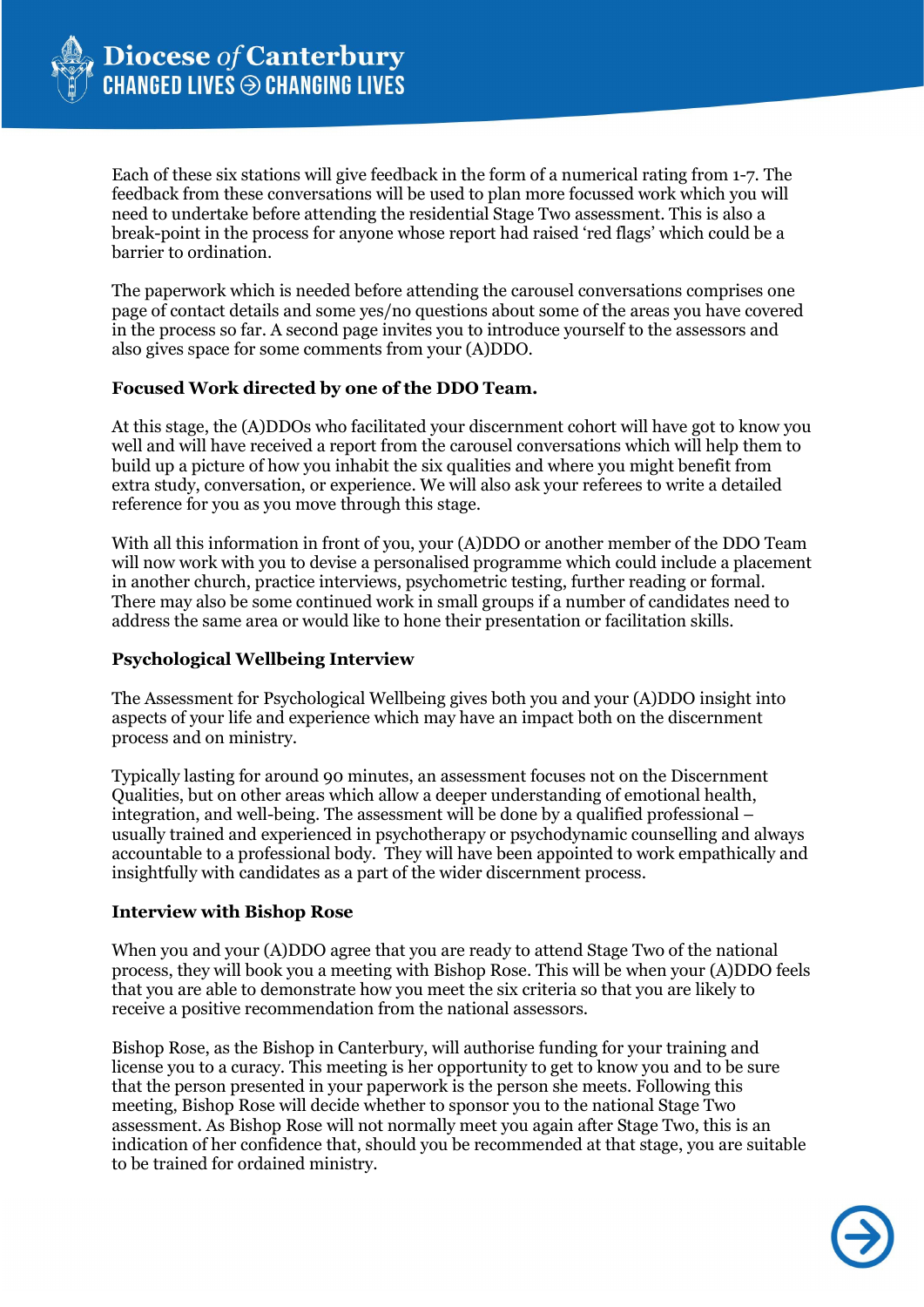Each of these six stations will give feedback in the form of a numerical rating from 1-7. The feedback from these conversations will be used to plan more focussed work which you will need to undertake before attending the residential Stage Two assessment. This is also a break-point in the process for anyone whose report had raised 'red flags' which could be a barrier to ordination.

The paperwork which is needed before attending the carousel conversations comprises one page of contact details and some yes/no questions about some of the areas you have covered in the process so far. A second page invites you to introduce yourself to the assessors and also gives space for some comments from your (A)DDO.

**Focused Work directed by one of the DDO Team.**

At this stage, the (A)DDOs who facilitated your discernment cohort will have got to know you well and will have received a report from the carousel conversations which will help them to build up a picture of how you inhabit the six qualities and where you might benefit from extra study, conversation, or experience. We will also ask your referees to write a detailed reference for you as you move through this stage.

With all this information in front of you, your (A)DDO or another member of the DDO Team will now work with you to devise a personalised programme which could include a placement in another church, practice interviews, psychometric testing, further reading or formal. There may also be some continued work in small groups if a number of candidates need to address the same area or would like to hone their presentation or facilitation skills.

**Psychological Wellbeing Interview**

The Assessment for Psychological Wellbeing gives both you and your (A)DDO insight into aspects of your life and experience which may have an impact both on the discernment process and on ministry.

Typically lasting for around 90 minutes, an assessment focuses not on the Discernment Qualities, but on other areas which allow a deeper understanding of emotional health, integration, and well-being. The assessment will be done by a qualified professional – usually trained and experienced in psychotherapy or psychodynamic counselling and always accountable to a professional body. They will have been appointed to work empathically and insightfully with candidates as a part of the wider discernment process.

**Interview with Bishop Rose**

When you and your (A)DDO agree that you are ready to attend Stage Two of the national process, they will book you a meeting with Bishop Rose. This will be when your (A)DDO feels that you are able to demonstrate how you meet the six criteria so that you are likely to receive a positive recommendation from the national assessors.

Bishop Rose, as the Bishop in Canterbury, will authorise funding for your training and license you to a curacy. This meeting is her opportunity to get to know you and to be sure that the person presented in your paperwork is the person she meets. Following this meeting, Bishop Rose will decide whether to sponsor you to the national Stage Two assessment. As Bishop Rose will not normally meet you again after Stage Two, this is an indication of her confidence that, should you be recommended at that stage, you are suitable to be trained for ordained ministry.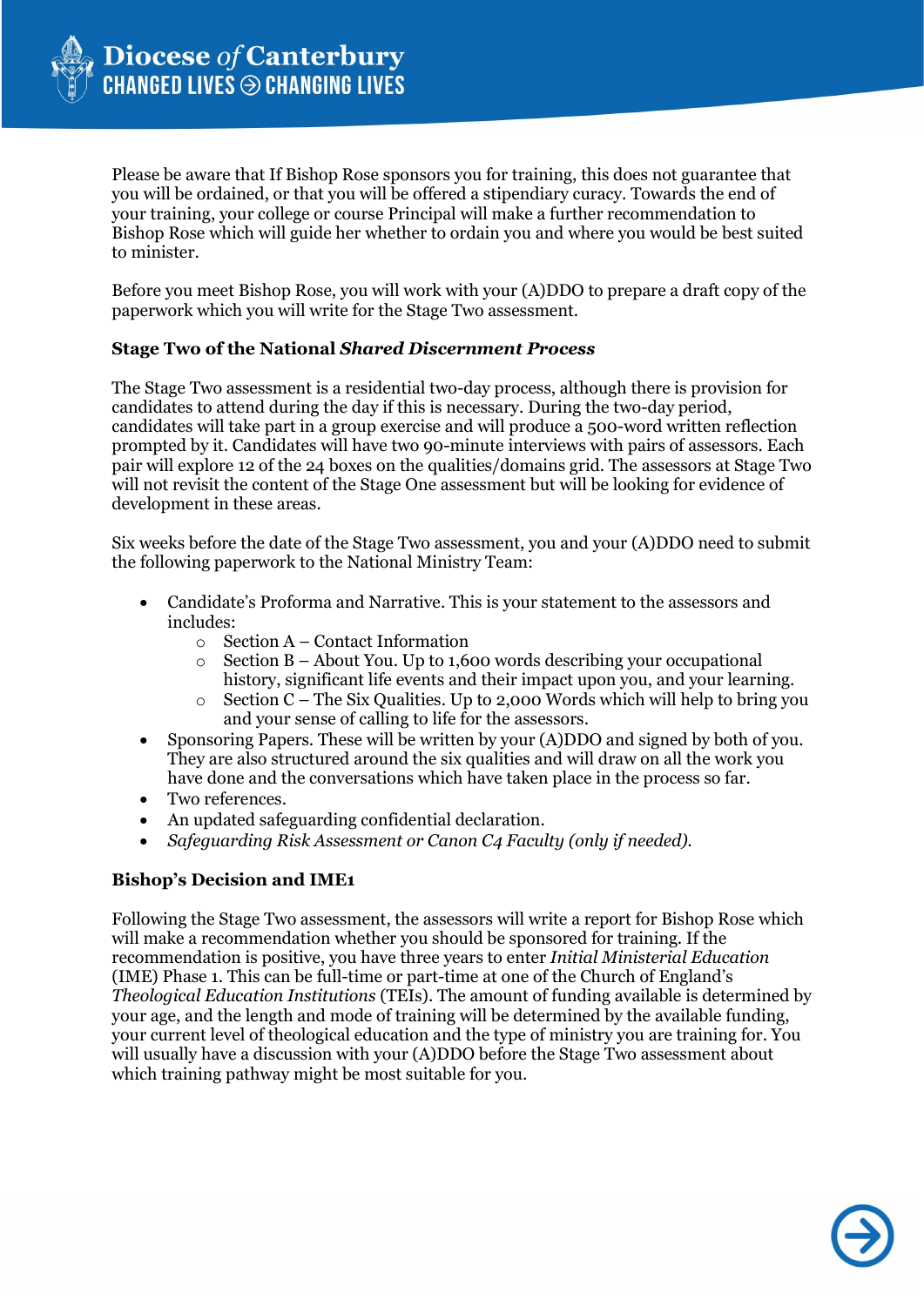Please be aware that If Bishop Rose sponsors you for training, this does not guarantee that you will be ordained, or that you will be offered a stipendiary curacy. Towards the end of your training, your college or course Principal will make a further recommendation to Bishop Rose which will guide her whether to ordain you and where you would be best suited to minister.

Before you meet Bishop Rose, you will work with your (A)DDO to prepare a draft copy of the paperwork which you will write for the Stage Two assessment.

### Stage Two of the National *Shared Discernment Process*

The Stage Two assessment is a residential two-day process, although there is provision for candidates to attend during the day if this is necessary. During the two-day period, candidates will take part in a group exercise and will produce a 500-word written reflection prompted by it. Candidates will have two 90-minute interviews with pairs of assessors. Each pair will explore 12 of the 24 boxes on the qualities/domains grid. The assessors at Stage Two will not revisit the content of the Stage One assessment but will be looking for evidence of development in these areas.

Six weeks before the date of the Stage Two assessment, you and your (A)DDO need to submit the following paperwork to the National Ministry Team:

- Candidate's Proforma and Narrative. This is your statement to the assessors and includes:
  - Section A – Contact Information
  - Section B – About You. Up to 1,600 words describing your occupational history, significant life events and their impact upon you, and your learning.
  - Section C – The Six Qualities. Up to 2,000 Words which will help to bring you and your sense of calling to life for the assessors.
- Sponsoring Papers. These will be written by your (A)DDO and signed by both of you. They are also structured around the six qualities and will draw on all the work you have done and the conversations which have taken place in the process so far.
- Two references.
- An updated safeguarding confidential declaration.
- *Safeguarding Risk Assessment or Canon C4 Faculty (only if needed).*

### Bishop's Decision and IME1

Following the Stage Two assessment, the assessors will write a report for Bishop Rose which will make a recommendation whether you should be sponsored for training. If the recommendation is positive, you have three years to enter *Initial Ministerial Education* (IME) Phase 1. This can be full-time or part-time at one of the Church of England's *Theological Education Institutions* (TEIs). The amount of funding available is determined by your age, and the length and mode of training will be determined by the available funding, your current level of theological education and the type of ministry you are training for. You will usually have a discussion with your (A)DDO before the Stage Two assessment about which training pathway might be most suitable for you.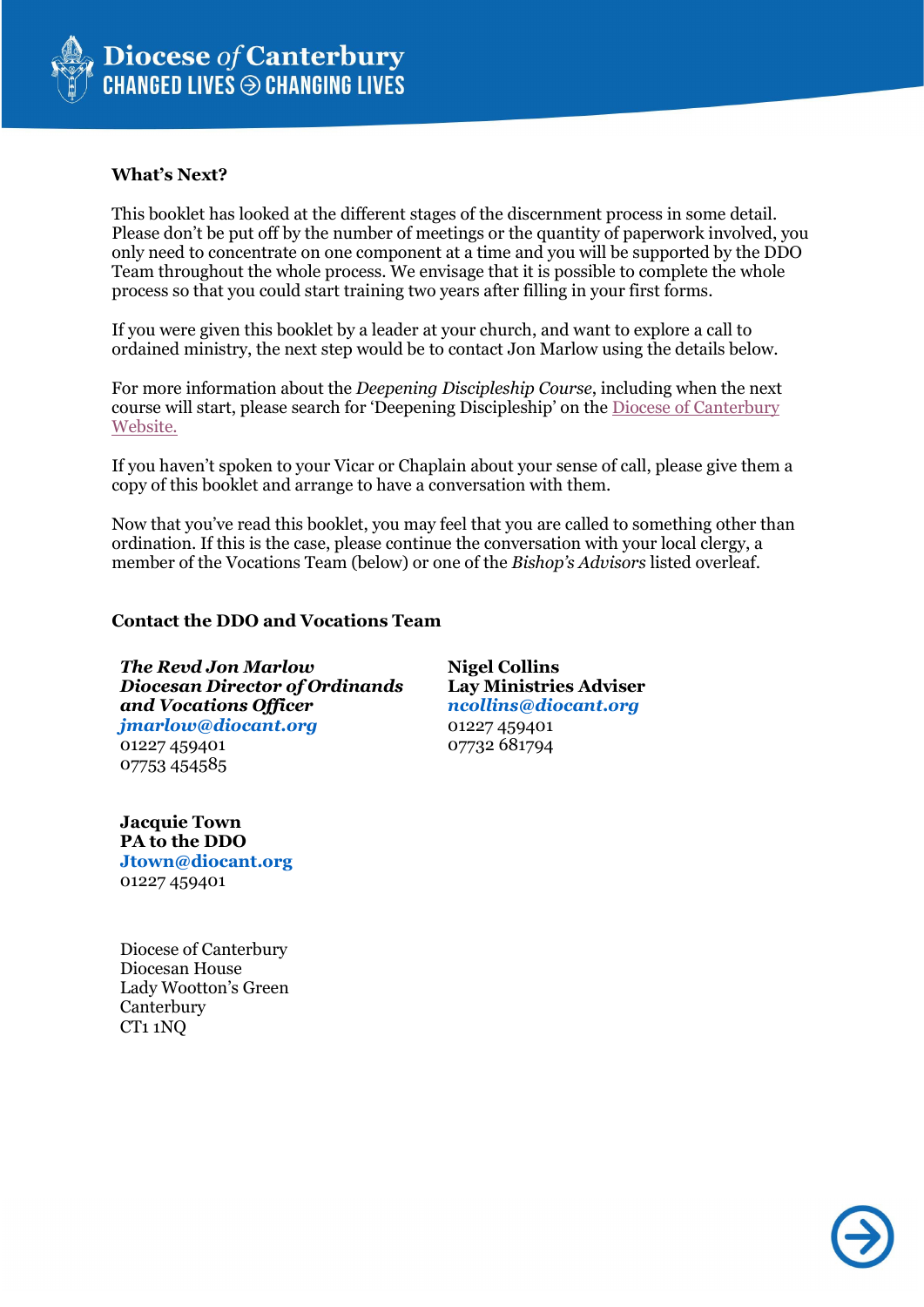## What's Next?

This booklet has looked at the different stages of the discernment process in some detail. Please don't be put off by the number of meetings or the quantity of paperwork involved, you only need to concentrate on one component at a time and you will be supported by the DDO Team throughout the whole process. We envisage that it is possible to complete the whole process so that you could start training two years after filling in your first forms.

If you were given this booklet by a leader at your church, and want to explore a call to ordained ministry, the next step would be to contact Jon Marlow using the details below.

For more information about the *Deepening Discipleship Course*, including when the next course will start, please search for 'Deepening Discipleship' on the Diocese of Canterbury Website.

If you haven't spoken to your Vicar or Chaplain about your sense of call, please give them a copy of this booklet and arrange to have a conversation with them.

Now that you've read this booklet, you may feel that you are called to something other than ordination. If this is the case, please continue the conversation with your local clergy, a member of the Vocations Team (below) or one of the *Bishop's Advisors* listed overleaf.

## Contact the DDO and Vocations Team

***The Revd Jon Marlow***
***Diocesan Director of Ordinands and Vocations Officer***
***jmarlow@diocant.org***
01227 459401
07753 454585

**Nigel Collins**
**Lay Ministries Adviser**
***ncollins@diocant.org***
01227 459401
07732 681794

**Jacquie Town**
**PA to the DDO**
**Jtown@diocant.org**
01227 459401

Diocese of Canterbury
Diocesan House
Lady Wootton's Green
Canterbury
CT1 1NQ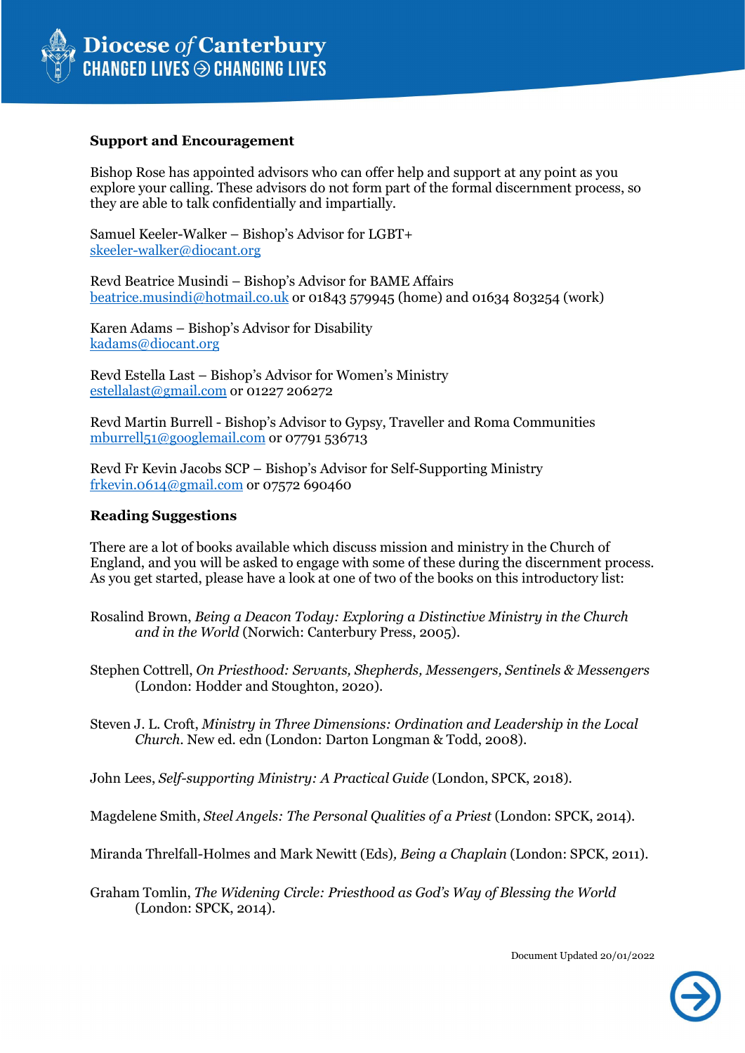## Support and Encouragement

Bishop Rose has appointed advisors who can offer help and support at any point as you explore your calling. These advisors do not form part of the formal discernment process, so they are able to talk confidentially and impartially.

Samuel Keeler-Walker – Bishop's Advisor for LGBT+
skeeler-walker@diocant.org

Revd Beatrice Musindi – Bishop's Advisor for BAME Affairs
beatrice.musindi@hotmail.co.uk or 01843 579945 (home) and 01634 803254 (work)

Karen Adams – Bishop's Advisor for Disability
kadams@diocant.org

Revd Estella Last – Bishop's Advisor for Women's Ministry
estellalast@gmail.com or 01227 206272

Revd Martin Burrell - Bishop's Advisor to Gypsy, Traveller and Roma Communities
mburrell51@googlemail.com or 07791 536713

Revd Fr Kevin Jacobs SCP – Bishop's Advisor for Self-Supporting Ministry
frkevin.0614@gmail.com or 07572 690460

## Reading Suggestions

There are a lot of books available which discuss mission and ministry in the Church of England, and you will be asked to engage with some of these during the discernment process. As you get started, please have a look at one of two of the books on this introductory list:

Rosalind Brown, *Being a Deacon Today: Exploring a Distinctive Ministry in the Church and in the World* (Norwich: Canterbury Press, 2005).

Stephen Cottrell, *On Priesthood: Servants, Shepherds, Messengers, Sentinels & Messengers* (London: Hodder and Stoughton, 2020).

Steven J. L. Croft, *Ministry in Three Dimensions: Ordination and Leadership in the Local Church*. New ed. edn (London: Darton Longman & Todd, 2008).

John Lees, *Self-supporting Ministry: A Practical Guide* (London, SPCK, 2018).

Magdelene Smith, *Steel Angels: The Personal Qualities of a Priest* (London: SPCK, 2014).

Miranda Threlfall-Holmes and Mark Newitt (Eds), *Being a Chaplain* (London: SPCK, 2011).

Graham Tomlin, *The Widening Circle: Priesthood as God's Way of Blessing the World* (London: SPCK, 2014).

Document Updated 20/01/2022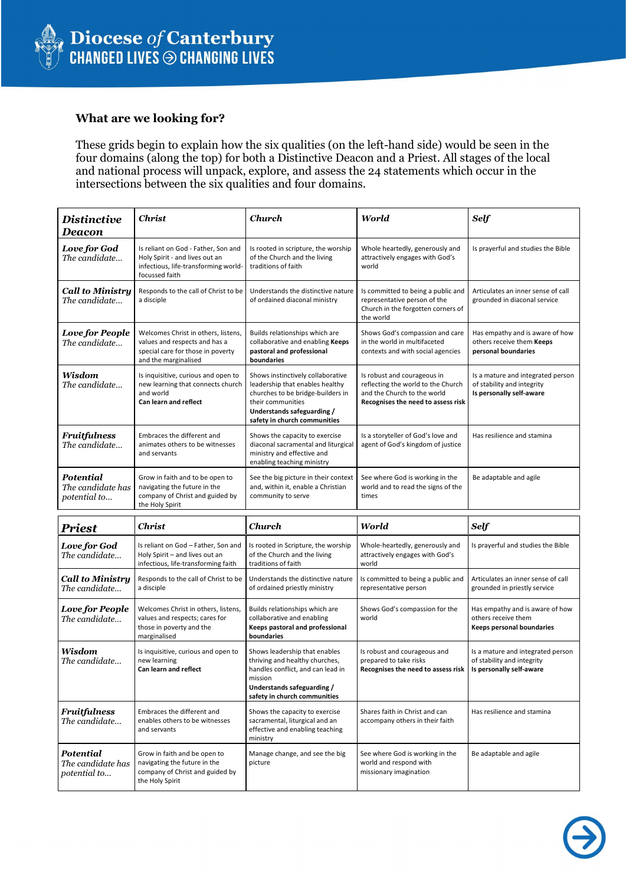Diocese *of* Canterbury
CHANGED LIVES → CHANGING LIVES

## What are we looking for?

These grids begin to explain how the six qualities (on the left-hand side) would be seen in the four domains (along the top) for both a Distinctive Deacon and a Priest. All stages of the local and national process will unpack, explore, and assess the 24 statements which occur in the intersections between the six qualities and four domains.

| ***Distinctive Deacon*** | ***Christ*** | ***Church*** | ***World*** | ***Self*** |
|---|---|---|---|---|
| ***Love for God*** *The candidate…* | Is reliant on God - Father, Son and Holy Spirit - and lives out an infectious, life-transforming world-focussed faith | Is rooted in scripture, the worship of the Church and the living traditions of faith | Whole heartedly, generously and attractively engages with God's world | Is prayerful and studies the Bible |
| ***Call to Ministry*** *The candidate…* | Responds to the call of Christ to be a disciple | Understands the distinctive nature of ordained diaconal ministry | Is committed to being a public and representative person of the Church in the forgotten corners of the world | Articulates an inner sense of call grounded in diaconal service |
| ***Love for People*** *The candidate…* | Welcomes Christ in others, listens, values and respects and has a special care for those in poverty and the marginalised | Builds relationships which are collaborative and enabling **Keeps pastoral and professional boundaries** | Shows God's compassion and care in the world in multifaceted contexts and with social agencies | Has empathy and is aware of how others receive them **Keeps personal boundaries** |
| ***Wisdom*** *The candidate…* | Is inquisitive, curious and open to new learning that connects church and world **Can learn and reflect** | Shows instinctively collaborative leadership that enables healthy churches to be bridge-builders in their communities **Understands safeguarding / safety in church communities** | Is robust and courageous in reflecting the world to the Church and the Church to the world **Recognises the need to assess risk** | Is a mature and integrated person of stability and integrity **Is personally self-aware** |
| ***Fruitfulness*** *The candidate…* | Embraces the different and animates others to be witnesses and servants | Shows the capacity to exercise diaconal sacramental and liturgical ministry and effective and enabling teaching ministry | Is a storyteller of God's love and agent of God's kingdom of justice | Has resilience and stamina |
| ***Potential*** *The candidate has potential to…* | Grow in faith and to be open to navigating the future in the company of Christ and guided by the Holy Spirit | See the big picture in their context and, within it, enable a Christian community to serve | See where God is working in the world and to read the signs of the times | Be adaptable and agile |

| ***Priest*** | ***Christ*** | ***Church*** | ***World*** | ***Self*** |
|---|---|---|---|---|
| ***Love for God*** *The candidate…* | Is reliant on God – Father, Son and Holy Spirit – and lives out an infectious, life-transforming faith | Is rooted in Scripture, the worship of the Church and the living traditions of faith | Whole-heartedly, generously and attractively engages with God's world | Is prayerful and studies the Bible |
| ***Call to Ministry*** *The candidate…* | Responds to the call of Christ to be a disciple | Understands the distinctive nature of ordained priestly ministry | Is committed to being a public and representative person | Articulates an inner sense of call grounded in priestly service |
| ***Love for People*** *The candidate…* | Welcomes Christ in others, listens, values and respects; cares for those in poverty and the marginalised | Builds relationships which are collaborative and enabling **Keeps pastoral and professional boundaries** | Shows God's compassion for the world | Has empathy and is aware of how others receive them **Keeps personal boundaries** |
| ***Wisdom*** *The candidate…* | Is inquisitive, curious and open to new learning **Can learn and reflect** | Shows leadership that enables thriving and healthy churches, handles conflict, and can lead in mission **Understands safeguarding / safety in church communities** | Is robust and courageous and prepared to take risks **Recognises the need to assess risk** | Is a mature and integrated person of stability and integrity **Is personally self-aware** |
| ***Fruitfulness*** *The candidate…* | Embraces the different and enables others to be witnesses and servants | Shows the capacity to exercise sacramental, liturgical and an effective and enabling teaching ministry | Shares faith in Christ and can accompany others in their faith | Has resilience and stamina |
| ***Potential*** *The candidate has potential to…* | Grow in faith and be open to navigating the future in the company of Christ and guided by the Holy Spirit | Manage change, and see the big picture | See where God is working in the world and respond with missionary imagination | Be adaptable and agile |